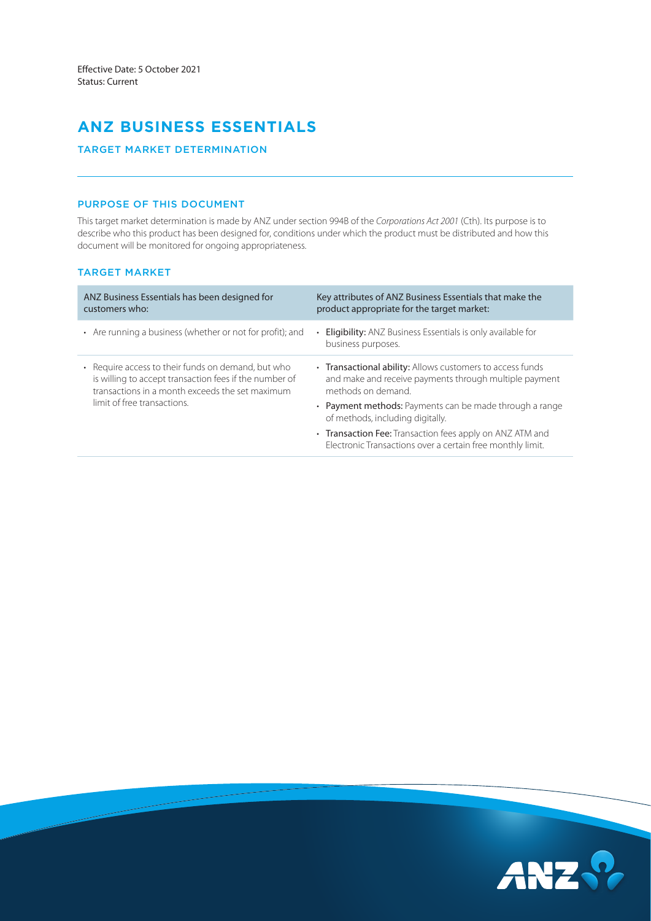Effective Date: 5 October 2021
Status: Current

# ANZ BUSINESS ESSENTIALS

## TARGET MARKET DETERMINATION

### PURPOSE OF THIS DOCUMENT

This target market determination is made by ANZ under section 994B of the *Corporations Act 2001* (Cth). Its purpose is to describe who this product has been designed for, conditions under which the product must be distributed and how this document will be monitored for ongoing appropriateness.

### TARGET MARKET

| ANZ Business Essentials has been designed for customers who: | Key attributes of ANZ Business Essentials that make the product appropriate for the target market: |
| --- | --- |
| • Are running a business (whether or not for profit); and | • **Eligibility:** ANZ Business Essentials is only available for business purposes. |
| • Require access to their funds on demand, but who is willing to accept transaction fees if the number of transactions in a month exceeds the set maximum limit of free transactions. | • **Transactional ability:** Allows customers to access funds and make and receive payments through multiple payment methods on demand. <br> • **Payment methods:** Payments can be made through a range of methods, including digitally. <br> • **Transaction Fee:** Transaction fees apply on ANZ ATM and Electronic Transactions over a certain free monthly limit. |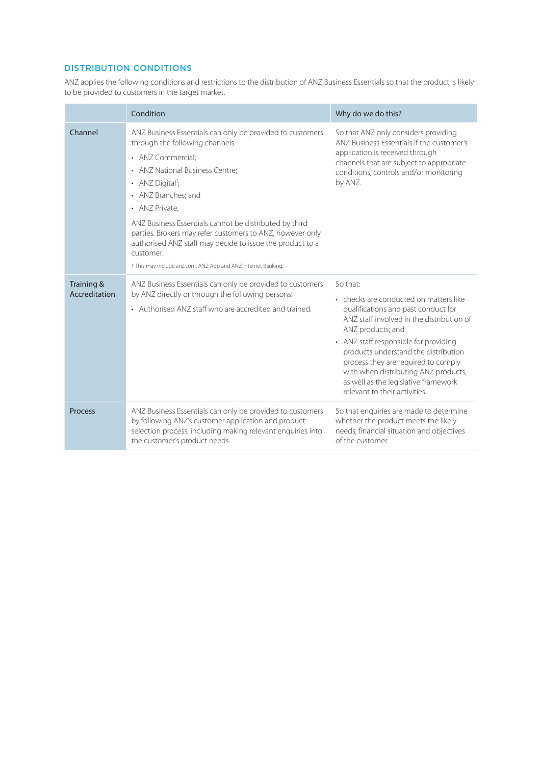## DISTRIBUTION CONDITIONS

ANZ applies the following conditions and restrictions to the distribution of ANZ Business Essentials so that the product is likely to be provided to customers in the target market.

| | Condition | Why do we do this? |
|---|---|---|
| Channel | ANZ Business Essentials can only be provided to customers through the following channels:<br>• ANZ Commercial;<br>• ANZ National Business Centre;<br>• ANZ Digital[1];<br>• ANZ Branches; and<br>• ANZ Private.<br><br>ANZ Business Essentials cannot be distributed by third parties. Brokers may refer customers to ANZ, however only authorised ANZ staff may decide to issue the product to a customer.<br><br>1 This may include anz.com, ANZ App and ANZ Internet Banking. | So that ANZ only considers providing ANZ Business Essentials if the customer's application is received through channels that are subject to appropriate conditions, controls and/or monitoring by ANZ. |
| Training & Accreditation | ANZ Business Essentials can only be provided to customers by ANZ directly or through the following persons:<br>• Authorised ANZ staff who are accredited and trained. | So that:<br>• checks are conducted on matters like qualifications and past conduct for ANZ staff involved in the distribution of ANZ products; and<br>• ANZ staff responsible for providing products understand the distribution process they are required to comply with when distributing ANZ products, as well as the legislative framework relevant to their activities. |
| Process | ANZ Business Essentials can only be provided to customers by following ANZ's customer application and product selection process, including making relevant enquiries into the customer's product needs. | So that enquiries are made to determine whether the product meets the likely needs, financial situation and objectives of the customer. |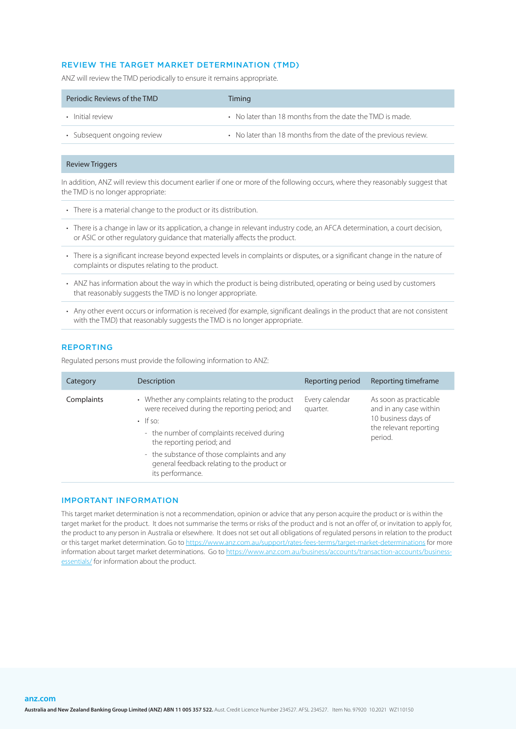## REVIEW THE TARGET MARKET DETERMINATION (TMD)

ANZ will review the TMD periodically to ensure it remains appropriate.

| Periodic Reviews of the TMD | Timing |
|---|---|
| • Initial review | • No later than 18 months from the date the TMD is made. |
| • Subsequent ongoing review | • No later than 18 months from the date of the previous review. |

| Review Triggers |
|---|
| In addition, ANZ will review this document earlier if one or more of the following occurs, where they reasonably suggest that the TMD is no longer appropriate: |
| • There is a material change to the product or its distribution. |
| • There is a change in law or its application, a change in relevant industry code, an AFCA determination, a court decision, or ASIC or other regulatory guidance that materially affects the product. |
| • There is a significant increase beyond expected levels in complaints or disputes, or a significant change in the nature of complaints or disputes relating to the product. |
| • ANZ has information about the way in which the product is being distributed, operating or being used by customers that reasonably suggests the TMD is no longer appropriate. |
| • Any other event occurs or information is received (for example, significant dealings in the product that are not consistent with the TMD) that reasonably suggests the TMD is no longer appropriate. |

## REPORTING

Regulated persons must provide the following information to ANZ:

| Category | Description | Reporting period | Reporting timeframe |
|---|---|---|---|
| Complaints | • Whether any complaints relating to the product were received during the reporting period; and<br>• If so:<br>- the number of complaints received during the reporting period; and<br>- the substance of those complaints and any general feedback relating to the product or its performance. | Every calendar quarter. | As soon as practicable and in any case within 10 business days of the relevant reporting period. |

## IMPORTANT INFORMATION

This target market determination is not a recommendation, opinion or advice that any person acquire the product or is within the target market for the product. It does not summarise the terms or risks of the product and is not an offer of, or invitation to apply for, the product to any person in Australia or elsewhere. It does not set out all obligations of regulated persons in relation to the product or this target market determination. Go to https://www.anz.com.au/support/rates-fees-terms/target-market-determinations for more information about target market determinations. Go to https://www.anz.com.au/business/accounts/transaction-accounts/business-essentials/ for information about the product.

anz.com

**Australia and New Zealand Banking Group Limited (ANZ) ABN 11 005 357 522.** Aust. Credit Licence Number 234527. AFSL 234527. Item No. 97920 10.2021 WZ110150